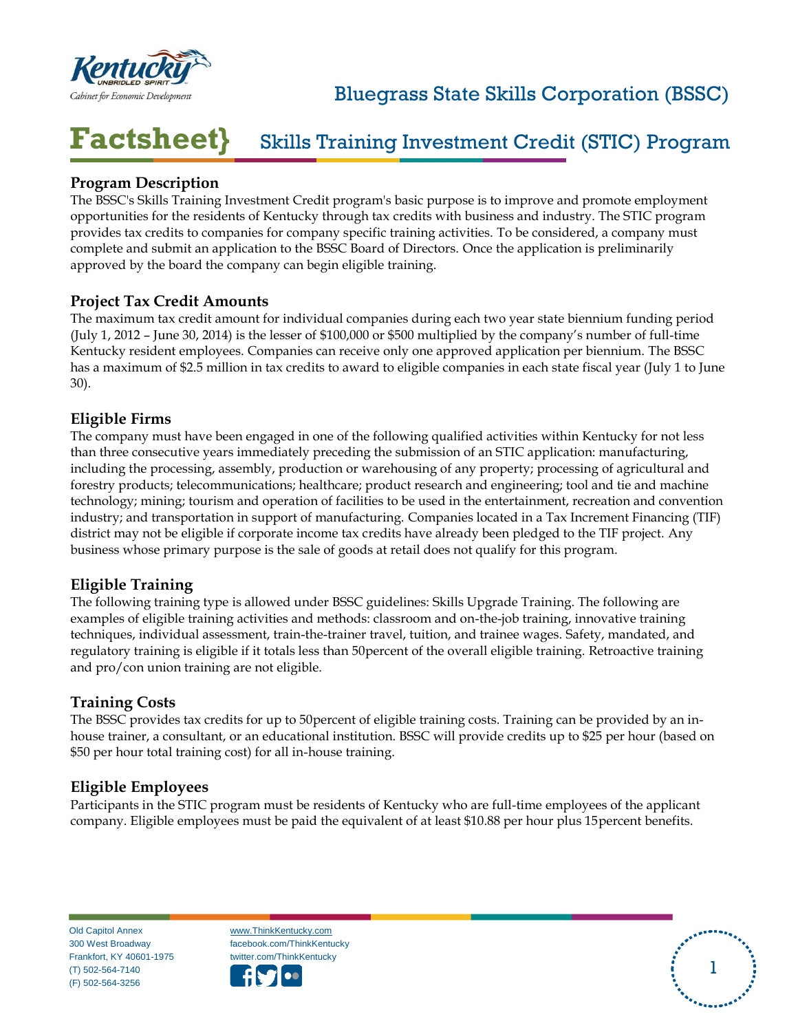Kentucky
UNBRIDLED SPIRIT
Cabinet for Economic Development

# Bluegrass State Skills Corporation (BSSC)

# Factsheet} Skills Training Investment Credit (STIC) Program

## Program Description

The BSSC's Skills Training Investment Credit program's basic purpose is to improve and promote employment opportunities for the residents of Kentucky through tax credits with business and industry. The STIC program provides tax credits to companies for company specific training activities. To be considered, a company must complete and submit an application to the BSSC Board of Directors. Once the application is preliminarily approved by the board the company can begin eligible training.

## Project Tax Credit Amounts

The maximum tax credit amount for individual companies during each two year state biennium funding period (July 1, 2012 – June 30, 2014) is the lesser of $100,000 or $500 multiplied by the company's number of full-time Kentucky resident employees. Companies can receive only one approved application per biennium. The BSSC has a maximum of $2.5 million in tax credits to award to eligible companies in each state fiscal year (July 1 to June 30).

## Eligible Firms

The company must have been engaged in one of the following qualified activities within Kentucky for not less than three consecutive years immediately preceding the submission of an STIC application: manufacturing, including the processing, assembly, production or warehousing of any property; processing of agricultural and forestry products; telecommunications; healthcare; product research and engineering; tool and tie and machine technology; mining; tourism and operation of facilities to be used in the entertainment, recreation and convention industry; and transportation in support of manufacturing. Companies located in a Tax Increment Financing (TIF) district may not be eligible if corporate income tax credits have already been pledged to the TIF project. Any business whose primary purpose is the sale of goods at retail does not qualify for this program.

## Eligible Training

The following training type is allowed under BSSC guidelines: Skills Upgrade Training. The following are examples of eligible training activities and methods: classroom and on-the-job training, innovative training techniques, individual assessment, train-the-trainer travel, tuition, and trainee wages. Safety, mandated, and regulatory training is eligible if it totals less than 50percent of the overall eligible training. Retroactive training and pro/con union training are not eligible.

## Training Costs

The BSSC provides tax credits for up to 50percent of eligible training costs. Training can be provided by an in-house trainer, a consultant, or an educational institution. BSSC will provide credits up to $25 per hour (based on $50 per hour total training cost) for all in-house training.

## Eligible Employees

Participants in the STIC program must be residents of Kentucky who are full-time employees of the applicant company. Eligible employees must be paid the equivalent of at least $10.88 per hour plus 15percent benefits.

Old Capitol Annex
300 West Broadway
Frankfort, KY 40601-1975
(T) 502-564-7140
(F) 502-564-3256

www.ThinkKentucky.com
facebook.com/ThinkKentucky
twitter.com/ThinkKentucky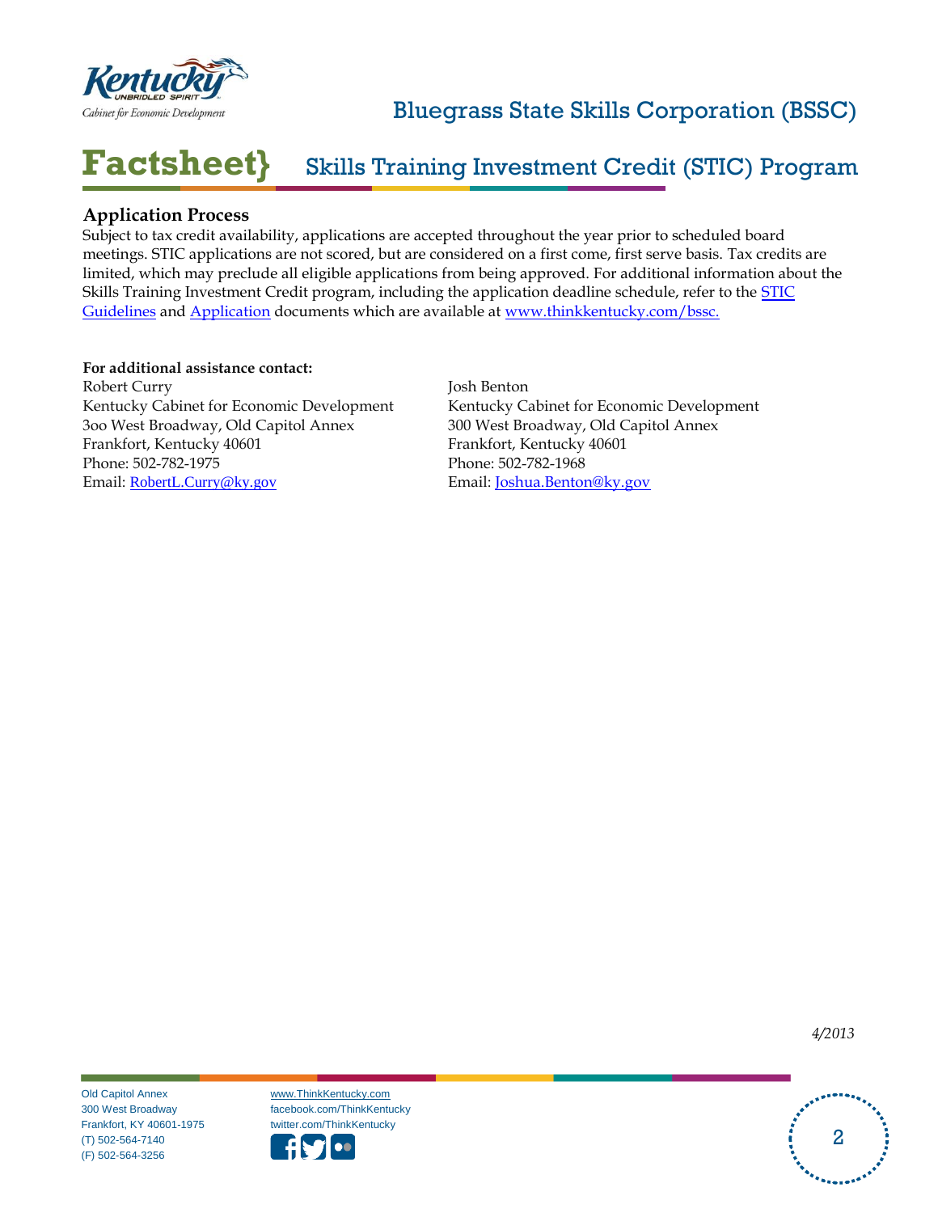# Bluegrass State Skills Corporation (BSSC)

# Factsheet} Skills Training Investment Credit (STIC) Program

## Application Process

Subject to tax credit availability, applications are accepted throughout the year prior to scheduled board meetings. STIC applications are not scored, but are considered on a first come, first serve basis. Tax credits are limited, which may preclude all eligible applications from being approved. For additional information about the Skills Training Investment Credit program, including the application deadline schedule, refer to the STIC Guidelines and Application documents which are available at www.thinkkentucky.com/bssc.

**For additional assistance contact:**

Robert Curry
Kentucky Cabinet for Economic Development
3oo West Broadway, Old Capitol Annex
Frankfort, Kentucky 40601
Phone: 502-782-1975
Email: RobertL.Curry@ky.gov

Josh Benton
Kentucky Cabinet for Economic Development
300 West Broadway, Old Capitol Annex
Frankfort, Kentucky 40601
Phone: 502-782-1968
Email: Joshua.Benton@ky.gov

*4/2013*

Old Capitol Annex
300 West Broadway
Frankfort, KY 40601-1975
(T) 502-564-7140
(F) 502-564-3256

www.ThinkKentucky.com
facebook.com/ThinkKentucky
twitter.com/ThinkKentucky